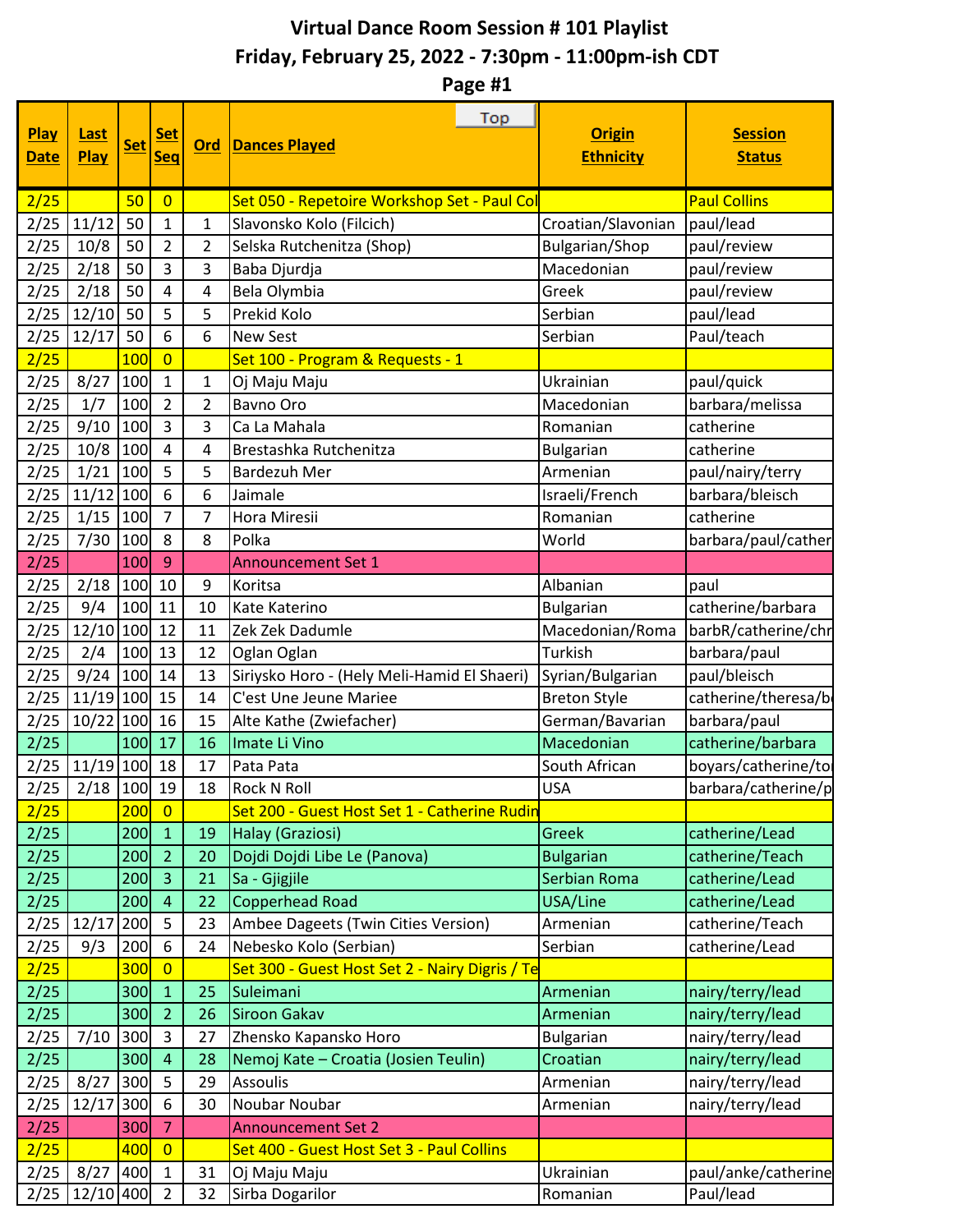# Virtual Dance Room Session # 101 Playlist

## Friday, February 25, 2022 - 7:30pm - 11:00pm-ish CDT

## Page #1

| Play Date | Last Play | Set | Set Seq | Ord | Dances Played | Origin Ethnicity | Session Status |
|---|---|---|---|---|---|---|---|
| 2/25 | | 50 | 0 | | Set 050 - Repetoire Workshop Set - Paul Col | | Paul Collins |
| 2/25 | 11/12 | 50 | 1 | 1 | Slavonsko Kolo (Filcich) | Croatian/Slavonian | paul/lead |
| 2/25 | 10/8 | 50 | 2 | 2 | Selska Rutchenitza (Shop) | Bulgarian/Shop | paul/review |
| 2/25 | 2/18 | 50 | 3 | 3 | Baba Djurdja | Macedonian | paul/review |
| 2/25 | 2/18 | 50 | 4 | 4 | Bela Olymbia | Greek | paul/review |
| 2/25 | 12/10 | 50 | 5 | 5 | Prekid Kolo | Serbian | paul/lead |
| 2/25 | 12/17 | 50 | 6 | 6 | New Sest | Serbian | Paul/teach |
| 2/25 | | 100 | 0 | | Set 100 - Program & Requests - 1 | | |
| 2/25 | 8/27 | 100 | 1 | 1 | Oj Maju Maju | Ukrainian | paul/quick |
| 2/25 | 1/7 | 100 | 2 | 2 | Bavno Oro | Macedonian | barbara/melissa |
| 2/25 | 9/10 | 100 | 3 | 3 | Ca La Mahala | Romanian | catherine |
| 2/25 | 10/8 | 100 | 4 | 4 | Brestashka Rutchenitza | Bulgarian | catherine |
| 2/25 | 1/21 | 100 | 5 | 5 | Bardezuh Mer | Armenian | paul/nairy/terry |
| 2/25 | 11/12 | 100 | 6 | 6 | Jaimale | Israeli/French | barbara/bleisch |
| 2/25 | 1/15 | 100 | 7 | 7 | Hora Miresii | Romanian | catherine |
| 2/25 | 7/30 | 100 | 8 | 8 | Polka | World | barbara/paul/cather |
| 2/25 | | 100 | 9 | | Announcement Set 1 | | |
| 2/25 | 2/18 | 100 | 10 | 9 | Koritsa | Albanian | paul |
| 2/25 | 9/4 | 100 | 11 | 10 | Kate Katerino | Bulgarian | catherine/barbara |
| 2/25 | 12/10 | 100 | 12 | 11 | Zek Zek Dadumle | Macedonian/Roma | barbR/catherine/chr |
| 2/25 | 2/4 | 100 | 13 | 12 | Oglan Oglan | Turkish | barbara/paul |
| 2/25 | 9/24 | 100 | 14 | 13 | Siriysko Horo - (Hely Meli-Hamid El Shaeri) | Syrian/Bulgarian | paul/bleisch |
| 2/25 | 11/19 | 100 | 15 | 14 | C'est Une Jeune Mariee | Breton Style | catherine/theresa/b |
| 2/25 | 10/22 | 100 | 16 | 15 | Alte Kathe (Zwiefacher) | German/Bavarian | barbara/paul |
| 2/25 | | 100 | 17 | 16 | Imate Li Vino | Macedonian | catherine/barbara |
| 2/25 | 11/19 | 100 | 18 | 17 | Pata Pata | South African | boyars/catherine/to |
| 2/25 | 2/18 | 100 | 19 | 18 | Rock N Roll | USA | barbara/catherine/p |
| 2/25 | | 200 | 0 | | Set 200 - Guest Host Set 1 - Catherine Rudin | | |
| 2/25 | | 200 | 1 | 19 | Halay (Graziosi) | Greek | catherine/Lead |
| 2/25 | | 200 | 2 | 20 | Dojdi Dojdi Libe Le (Panova) | Bulgarian | catherine/Teach |
| 2/25 | | 200 | 3 | 21 | Sa - Gjigjile | Serbian Roma | catherine/Lead |
| 2/25 | | 200 | 4 | 22 | Copperhead Road | USA/Line | catherine/Lead |
| 2/25 | 12/17 | 200 | 5 | 23 | Ambee Dageets (Twin Cities Version) | Armenian | catherine/Teach |
| 2/25 | 9/3 | 200 | 6 | 24 | Nebesko Kolo (Serbian) | Serbian | catherine/Lead |
| 2/25 | | 300 | 0 | | Set 300 - Guest Host Set 2 - Nairy Digris / Te | | |
| 2/25 | | 300 | 1 | 25 | Suleimani | Armenian | nairy/terry/lead |
| 2/25 | | 300 | 2 | 26 | Siroon Gakav | Armenian | nairy/terry/lead |
| 2/25 | 7/10 | 300 | 3 | 27 | Zhensko Kapansko Horo | Bulgarian | nairy/terry/lead |
| 2/25 | | 300 | 4 | 28 | Nemoj Kate – Croatia (Josien Teulin) | Croatian | nairy/terry/lead |
| 2/25 | 8/27 | 300 | 5 | 29 | Assoulis | Armenian | nairy/terry/lead |
| 2/25 | 12/17 | 300 | 6 | 30 | Noubar Noubar | Armenian | nairy/terry/lead |
| 2/25 | | 300 | 7 | | Announcement Set 2 | | |
| 2/25 | | 400 | 0 | | Set 400 - Guest Host Set 3 - Paul Collins | | |
| 2/25 | 8/27 | 400 | 1 | 31 | Oj Maju Maju | Ukrainian | paul/anke/catherine |
| 2/25 | 12/10 | 400 | 2 | 32 | Sirba Dogarilor | Romanian | Paul/lead |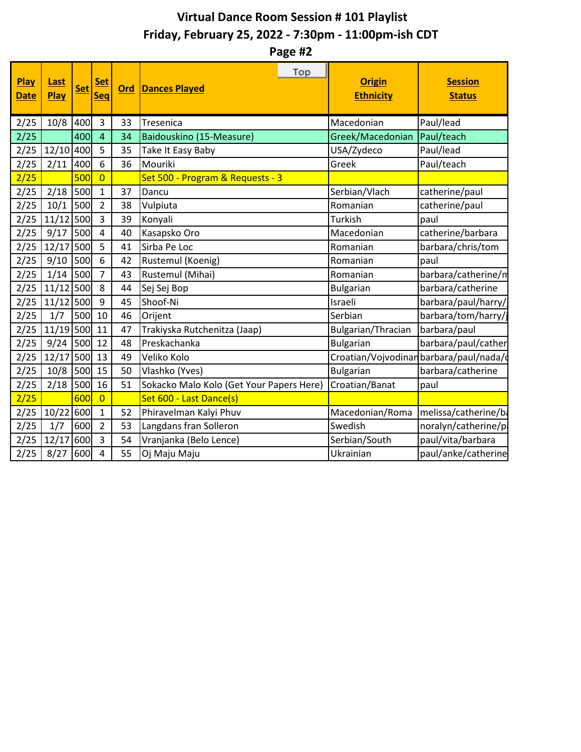# Virtual Dance Room Session # 101 Playlist
## Friday, February 25, 2022 - 7:30pm - 11:00pm-ish CDT
### Page #2

| Play Date | Last Play | Set | Set Seq | Ord | Dances Played | Origin Ethnicity | Session Status |
|---|---|---|---|---|---|---|---|
| 2/25 | 10/8 | 400 | 3 | 33 | Tresenica | Macedonian | Paul/lead |
| 2/25 | | 400 | 4 | 34 | Baidouskino (15-Measure) | Greek/Macedonian | Paul/teach |
| 2/25 | 12/10 | 400 | 5 | 35 | Take It Easy Baby | USA/Zydeco | Paul/lead |
| 2/25 | 2/11 | 400 | 6 | 36 | Mouriki | Greek | Paul/teach |
| 2/25 | | 500 | 0 | | Set 500 - Program & Requests - 3 | | |
| 2/25 | 2/18 | 500 | 1 | 37 | Dancu | Serbian/Vlach | catherine/paul |
| 2/25 | 10/1 | 500 | 2 | 38 | Vulpiuta | Romanian | catherine/paul |
| 2/25 | 11/12 | 500 | 3 | 39 | Konyali | Turkish | paul |
| 2/25 | 9/17 | 500 | 4 | 40 | Kasapsko Oro | Macedonian | catherine/barbara |
| 2/25 | 12/17 | 500 | 5 | 41 | Sirba Pe Loc | Romanian | barbara/chris/tom |
| 2/25 | 9/10 | 500 | 6 | 42 | Rustemul (Koenig) | Romanian | paul |
| 2/25 | 1/14 | 500 | 7 | 43 | Rustemul (Mihai) | Romanian | barbara/catherine/m |
| 2/25 | 11/12 | 500 | 8 | 44 | Sej Sej Bop | Bulgarian | barbara/catherine |
| 2/25 | 11/12 | 500 | 9 | 45 | Shoof-Ni | Israeli | barbara/paul/harry/ |
| 2/25 | 1/7 | 500 | 10 | 46 | Orijent | Serbian | barbara/tom/harry/j |
| 2/25 | 11/19 | 500 | 11 | 47 | Trakiyska Rutchenitza (Jaap) | Bulgarian/Thracian | barbara/paul |
| 2/25 | 9/24 | 500 | 12 | 48 | Preskachanka | Bulgarian | barbara/paul/cather |
| 2/25 | 12/17 | 500 | 13 | 49 | Veliko Kolo | Croatian/Vojvodinan | barbara/paul/nada/c |
| 2/25 | 10/8 | 500 | 15 | 50 | Vlashko (Yves) | Bulgarian | barbara/catherine |
| 2/25 | 2/18 | 500 | 16 | 51 | Sokacko Malo Kolo (Get Your Papers Here) | Croatian/Banat | paul |
| 2/25 | | 600 | 0 | | Set 600 - Last Dance(s) | | |
| 2/25 | 10/22 | 600 | 1 | 52 | Phiravelman Kalyi Phuv | Macedonian/Roma | melissa/catherine/ba |
| 2/25 | 1/7 | 600 | 2 | 53 | Langdans fran Solleron | Swedish | noralyn/catherine/pa |
| 2/25 | 12/17 | 600 | 3 | 54 | Vranjanka (Belo Lence) | Serbian/South | paul/vita/barbara |
| 2/25 | 8/27 | 600 | 4 | 55 | Oj Maju Maju | Ukrainian | paul/anke/catherine |